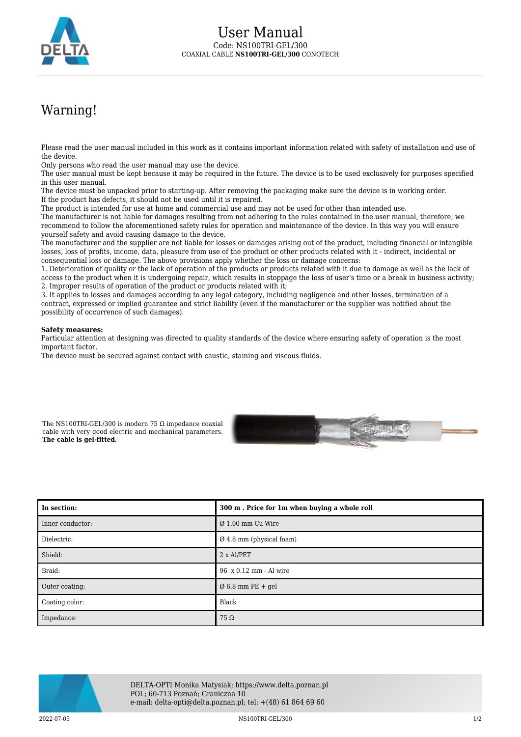# User Manual

Code: NS100TRI-GEL/300

COAXIAL CABLE **NS100TRI-GEL/300** CONOTECH

## Warning!

Please read the user manual included in this work as it contains important information related with safety of installation and use of the device.
Only persons who read the user manual may use the device.
The user manual must be kept because it may be required in the future. The device is to be used exclusively for purposes specified in this user manual.
The device must be unpacked prior to starting-up. After removing the packaging make sure the device is in working order.
If the product has defects, it should not be used until it is repaired.
The product is intended for use at home and commercial use and may not be used for other than intended use.
The manufacturer is not liable for damages resulting from not adhering to the rules contained in the user manual, therefore, we recommend to follow the aforementioned safety rules for operation and maintenance of the device. In this way you will ensure yourself safety and avoid causing damage to the device.
The manufacturer and the supplier are not liable for losses or damages arising out of the product, including financial or intangible losses, loss of profits, income, data, pleasure from use of the product or other products related with it - indirect, incidental or consequential loss or damage. The above provisions apply whether the loss or damage concerns:
1. Deterioration of quality or the lack of operation of the products or products related with it due to damage as well as the lack of access to the product when it is undergoing repair, which results in stoppage the loss of user's time or a break in business activity;
2. Improper results of operation of the product or products related with it;
3. It applies to losses and damages according to any legal category, including negligence and other losses, termination of a contract, expressed or implied guarantee and strict liability (even if the manufacturer or the supplier was notified about the possibility of occurrence of such damages).

**Safety measures:**
Particular attention at designing was directed to quality standards of the device where ensuring safety of operation is the most important factor.
The device must be secured against contact with caustic, staining and viscous fluids.

The NS100TRI-GEL/300 is modern 75 Ω impedance coaxial cable with very good electric and mechanical parameters. **The cable is gel-fitted.**

| In section: | 300 m . Price for 1m when buying a whole roll |
|---|---|
| Inner conductor: | Ø 1.00 mm Cu Wire |
| Dielectric: | Ø 4.8 mm (physical foam) |
| Shield: | 2 x Al/PET |
| Braid: | 96 x 0.12 mm - Al wire |
| Outer coating: | Ø 6.8 mm PE + gel |
| Coating color: | Black |
| Impedance: | 75 Ω |

DELTA-OPTI Monika Matysiak; https://www.delta.poznan.pl
POL; 60-713 Poznań; Graniczna 10
e-mail: delta-opti@delta.poznan.pl; tel: +(48) 61 864 69 60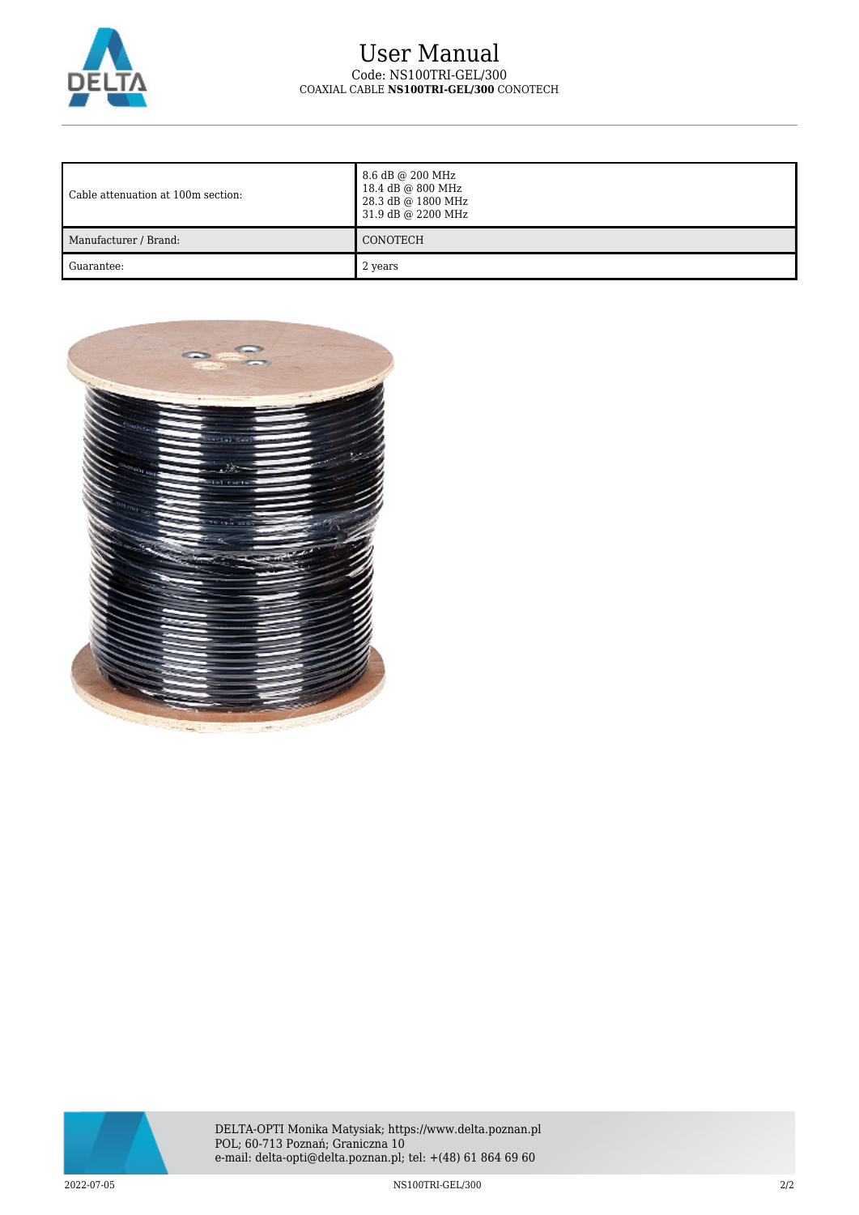| | |
|---|---|
| Cable attenuation at 100m section: | 8.6 dB @ 200 MHz<br>18.4 dB @ 800 MHz<br>28.3 dB @ 1800 MHz<br>31.9 dB @ 2200 MHz |
| Manufacturer / Brand: | CONOTECH |
| Guarantee: | 2 years |